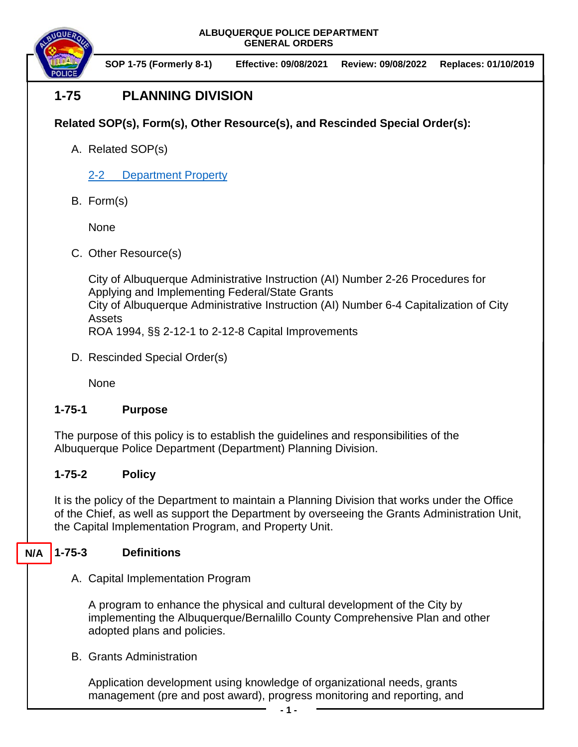ALBUQUERQUE POLICE DEPARTMENT
GENERAL ORDERS

SOP 1-75 (Formerly 8-1) | Effective: 09/08/2021 | Review: 09/08/2022 | Replaces: 01/10/2019

# 1-75 PLANNING DIVISION

**Related SOP(s), Form(s), Other Resource(s), and Rescinded Special Order(s):**

A. Related SOP(s)

   2-2 Department Property

B. Form(s)

   None

C. Other Resource(s)

   City of Albuquerque Administrative Instruction (AI) Number 2-26 Procedures for Applying and Implementing Federal/State Grants
   City of Albuquerque Administrative Instruction (AI) Number 6-4 Capitalization of City Assets
   ROA 1994, §§ 2-12-1 to 2-12-8 Capital Improvements

D. Rescinded Special Order(s)

   None

## 1-75-1 Purpose

The purpose of this policy is to establish the guidelines and responsibilities of the Albuquerque Police Department (Department) Planning Division.

## 1-75-2 Policy

It is the policy of the Department to maintain a Planning Division that works under the Office of the Chief, as well as support the Department by overseeing the Grants Administration Unit, the Capital Implementation Program, and Property Unit.

## N/A 1-75-3 Definitions

A. Capital Implementation Program

   A program to enhance the physical and cultural development of the City by implementing the Albuquerque/Bernalillo County Comprehensive Plan and other adopted plans and policies.

B. Grants Administration

   Application development using knowledge of organizational needs, grants management (pre and post award), progress monitoring and reporting, and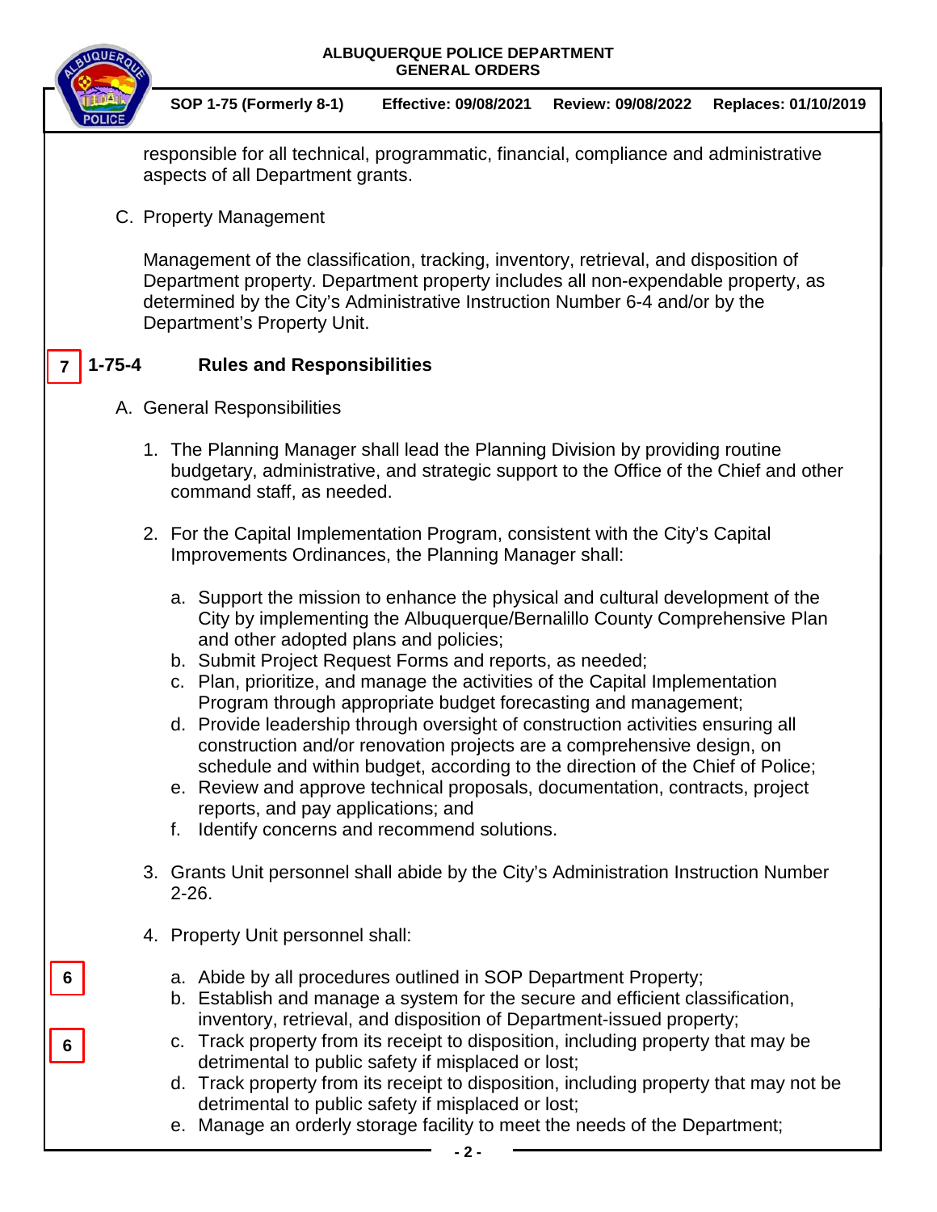responsible for all technical, programmatic, financial, compliance and administrative aspects of all Department grants.

C. Property Management

Management of the classification, tracking, inventory, retrieval, and disposition of Department property. Department property includes all non-expendable property, as determined by the City's Administrative Instruction Number 6-4 and/or by the Department's Property Unit.

7

## 1-75-4 Rules and Responsibilities

A. General Responsibilities

1. The Planning Manager shall lead the Planning Division by providing routine budgetary, administrative, and strategic support to the Office of the Chief and other command staff, as needed.

2. For the Capital Implementation Program, consistent with the City's Capital Improvements Ordinances, the Planning Manager shall:

   a. Support the mission to enhance the physical and cultural development of the City by implementing the Albuquerque/Bernalillo County Comprehensive Plan and other adopted plans and policies;
   b. Submit Project Request Forms and reports, as needed;
   c. Plan, prioritize, and manage the activities of the Capital Implementation Program through appropriate budget forecasting and management;
   d. Provide leadership through oversight of construction activities ensuring all construction and/or renovation projects are a comprehensive design, on schedule and within budget, according to the direction of the Chief of Police;
   e. Review and approve technical proposals, documentation, contracts, project reports, and pay applications; and
   f. Identify concerns and recommend solutions.

3. Grants Unit personnel shall abide by the City's Administration Instruction Number 2-26.

4. Property Unit personnel shall:

   6 a. Abide by all procedures outlined in SOP Department Property;
   b. Establish and manage a system for the secure and efficient classification, inventory, retrieval, and disposition of Department-issued property;
   6 c. Track property from its receipt to disposition, including property that may be detrimental to public safety if misplaced or lost;
   d. Track property from its receipt to disposition, including property that may not be detrimental to public safety if misplaced or lost;
   e. Manage an orderly storage facility to meet the needs of the Department;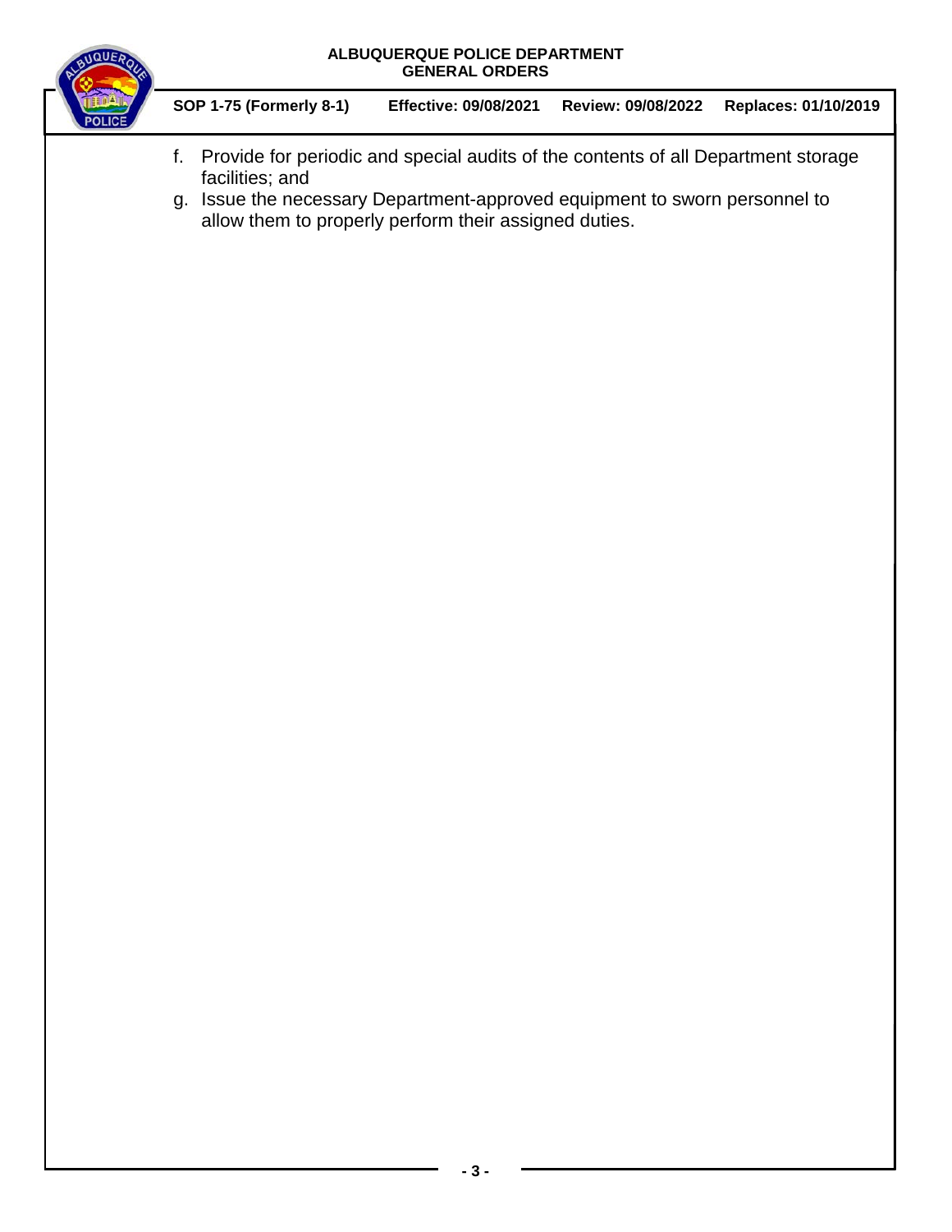f. Provide for periodic and special audits of the contents of all Department storage facilities; and
g. Issue the necessary Department-approved equipment to sworn personnel to allow them to properly perform their assigned duties.